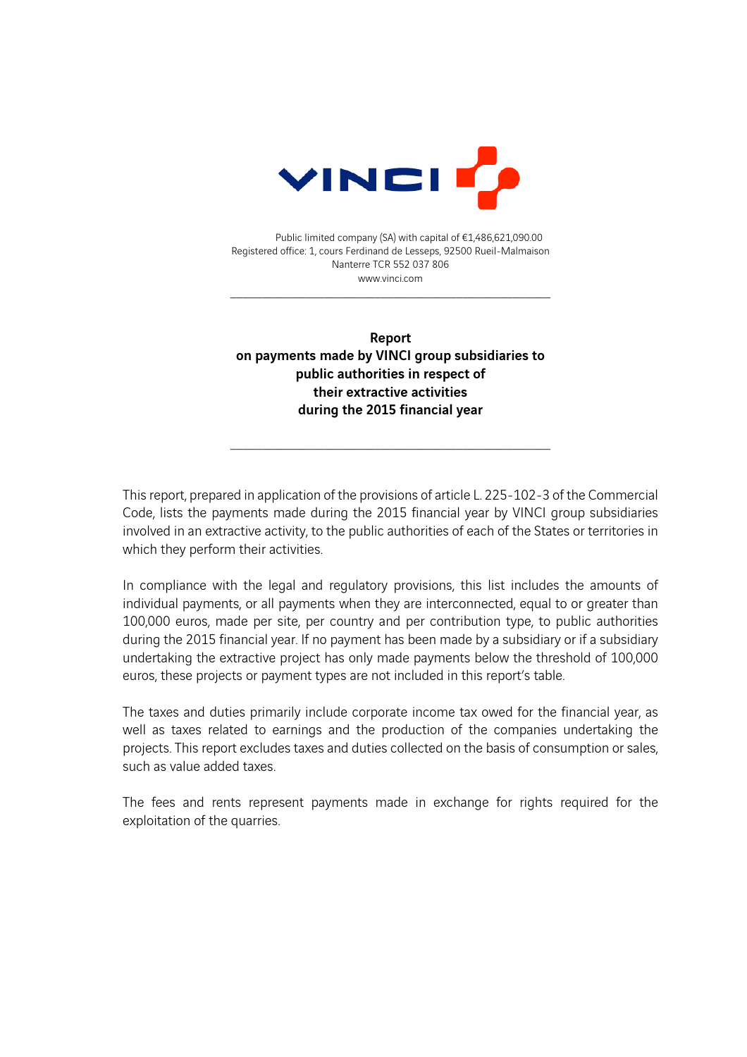VINCI

Public limited company (SA) with capital of €1,486,621,090.00
Registered office: 1, cours Ferdinand de Lesseps, 92500 Rueil-Malmaison
Nanterre TCR 552 037 806
www.vinci.com

---

# Report on payments made by VINCI group subsidiaries to public authorities in respect of their extractive activities during the 2015 financial year

---

This report, prepared in application of the provisions of article L. 225-102-3 of the Commercial Code, lists the payments made during the 2015 financial year by VINCI group subsidiaries involved in an extractive activity, to the public authorities of each of the States or territories in which they perform their activities.

In compliance with the legal and regulatory provisions, this list includes the amounts of individual payments, or all payments when they are interconnected, equal to or greater than 100,000 euros, made per site, per country and per contribution type, to public authorities during the 2015 financial year. If no payment has been made by a subsidiary or if a subsidiary undertaking the extractive project has only made payments below the threshold of 100,000 euros, these projects or payment types are not included in this report's table.

The taxes and duties primarily include corporate income tax owed for the financial year, as well as taxes related to earnings and the production of the companies undertaking the projects. This report excludes taxes and duties collected on the basis of consumption or sales, such as value added taxes.

The fees and rents represent payments made in exchange for rights required for the exploitation of the quarries.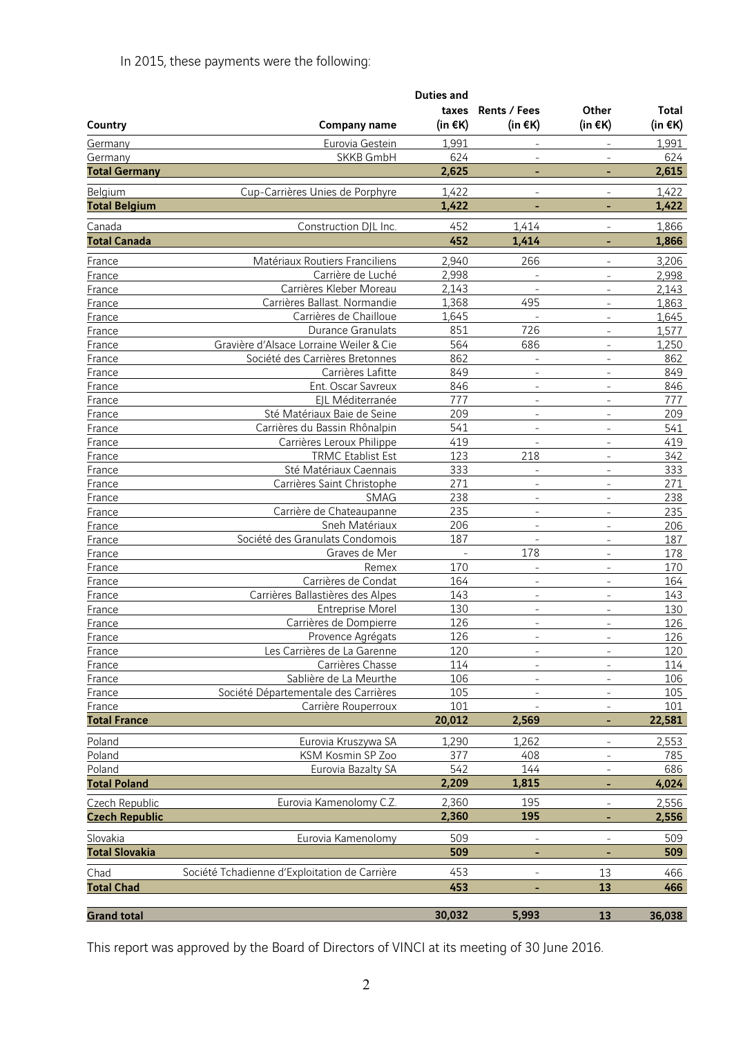In 2015, these payments were the following:

| Country | Company name | Duties and taxes (in €K) | Rents / Fees (in €K) | Other (in €K) | Total (in €K) |
|---|---|---|---|---|---|
| Germany | Eurovia Gestein | 1,991 | - | - | 1,991 |
| Germany | SKKB GmbH | 624 | - | - | 624 |
| **Total Germany** | | **2,625** | **-** | **-** | **2,615** |
| Belgium | Cup-Carrières Unies de Porphyre | 1,422 | - | - | 1,422 |
| **Total Belgium** | | **1,422** | **-** | **-** | **1,422** |
| Canada | Construction DJL Inc. | 452 | 1,414 | - | 1,866 |
| **Total Canada** | | **452** | **1,414** | **-** | **1,866** |
| France | Matériaux Routiers Franciliens | 2,940 | 266 | - | 3,206 |
| France | Carrière de Luché | 2,998 | - | - | 2,998 |
| France | Carrières Kleber Moreau | 2,143 | - | - | 2,143 |
| France | Carrières Ballast. Normandie | 1,368 | 495 | - | 1,863 |
| France | Carrières de Chailloue | 1,645 | - | - | 1,645 |
| France | Durance Granulats | 851 | 726 | - | 1,577 |
| France | Gravière d'Alsace Lorraine Weiler & Cie | 564 | 686 | - | 1,250 |
| France | Société des Carrières Bretonnes | 862 | - | - | 862 |
| France | Carrières Lafitte | 849 | - | - | 849 |
| France | Ent. Oscar Savreux | 846 | - | - | 846 |
| France | EJL Méditerranée | 777 | - | - | 777 |
| France | Sté Matériaux Baie de Seine | 209 | - | - | 209 |
| France | Carrières du Bassin Rhônalpin | 541 | - | - | 541 |
| France | Carrières Leroux Philippe | 419 | - | - | 419 |
| France | TRMC Etablist Est | 123 | 218 | - | 342 |
| France | Sté Matériaux Caennais | 333 | - | - | 333 |
| France | Carrières Saint Christophe | 271 | - | - | 271 |
| France | SMAG | 238 | - | - | 238 |
| France | Carrière de Chateaupanne | 235 | - | - | 235 |
| France | Sneh Matériaux | 206 | - | - | 206 |
| France | Société des Granulats Condomois | 187 | - | - | 187 |
| France | Graves de Mer | - | 178 | - | 178 |
| France | Remex | 170 | - | - | 170 |
| France | Carrières de Condat | 164 | - | - | 164 |
| France | Carrières Ballastières des Alpes | 143 | - | - | 143 |
| France | Entreprise Morel | 130 | - | - | 130 |
| France | Carrières de Dompierre | 126 | - | - | 126 |
| France | Provence Agrégats | 126 | - | - | 126 |
| France | Les Carrières de La Garenne | 120 | - | - | 120 |
| France | Carrières Chasse | 114 | - | - | 114 |
| France | Sablière de La Meurthe | 106 | - | - | 106 |
| France | Société Départementale des Carrières | 105 | - | - | 105 |
| France | Carrière Rouperroux | 101 | - | - | 101 |
| **Total France** | | **20,012** | **2,569** | **-** | **22,581** |
| Poland | Eurovia Kruszywa SA | 1,290 | 1,262 | - | 2,553 |
| Poland | KSM Kosmin SP Zoo | 377 | 408 | - | 785 |
| Poland | Eurovia Bazalty SA | 542 | 144 | - | 686 |
| **Total Poland** | | **2,209** | **1,815** | **-** | **4,024** |
| Czech Republic | Eurovia Kamenolomy C.Z. | 2,360 | 195 | - | 2,556 |
| **Czech Republic** | | **2,360** | **195** | **-** | **2,556** |
| Slovakia | Eurovia Kamenolomy | 509 | - | - | 509 |
| **Total Slovakia** | | **509** | **-** | **-** | **509** |
| Chad | Société Tchadienne d'Exploitation de Carrière | 453 | - | 13 | 466 |
| **Total Chad** | | **453** | **-** | **13** | **466** |
| **Grand total** | | **30,032** | **5,993** | **13** | **36,038** |

This report was approved by the Board of Directors of VINCI at its meeting of 30 June 2016.